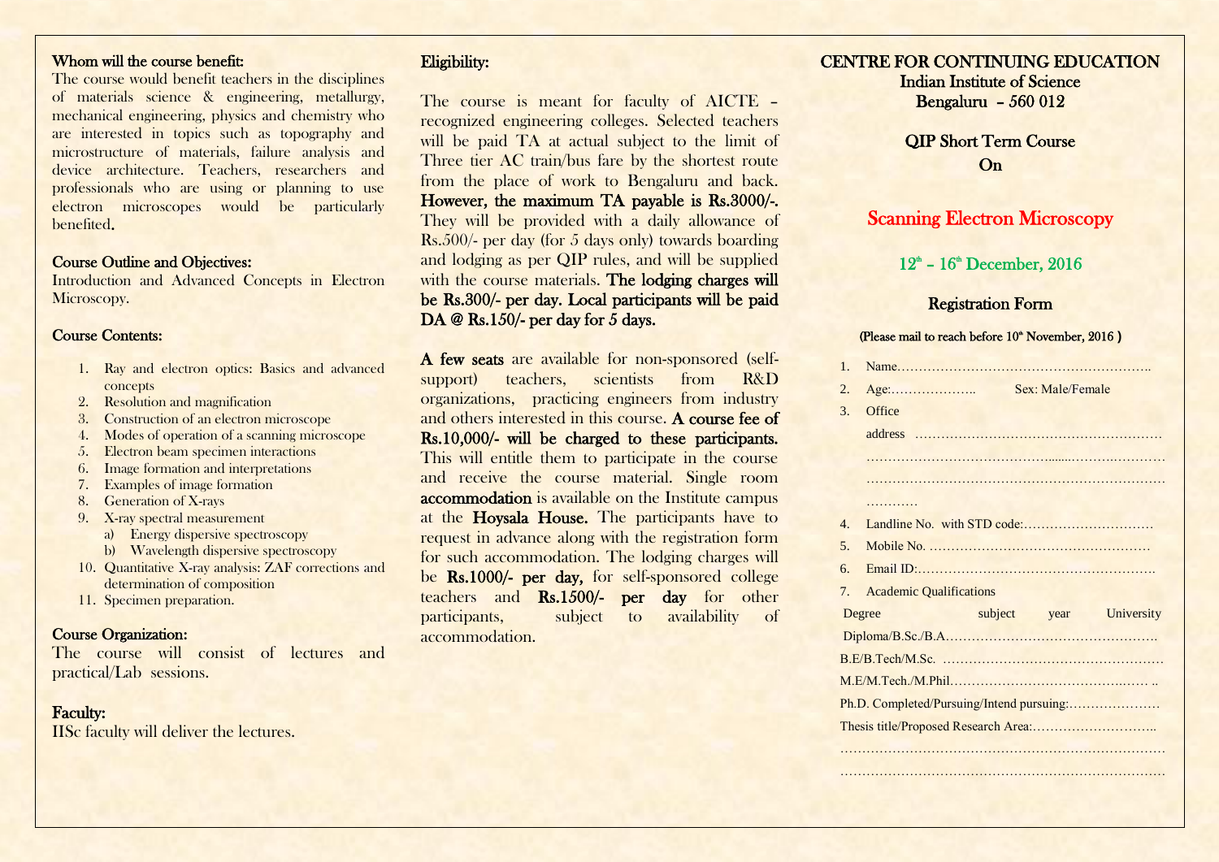### Whom will the course benefit:

The course would benefit teachers in the disciplines of materials science & engineering, metallurgy, mechanical engineering, physics and chemistry who are interested in topics such as topography and microstructure of materials, failure analysis and device architecture. Teachers, researchers and professionals who are using or planning to use electron microscopes would be particularly benefited.

### Course Outline and Objectives:

Introduction and Advanced Concepts in Electron Microscopy.

### Course Contents:

1. Ray and electron optics: Basics and advanced concepts
2. Resolution and magnification
3. Construction of an electron microscope
4. Modes of operation of a scanning microscope
5. Electron beam specimen interactions
6. Image formation and interpretations
7. Examples of image formation
8. Generation of X-rays
9. X-ray spectral measurement
   a) Energy dispersive spectroscopy
   b) Wavelength dispersive spectroscopy
10. Quantitative X-ray analysis: ZAF corrections and determination of composition
11. Specimen preparation.

### Course Organization:

The course will consist of lectures and practical/Lab sessions.

### Faculty:

IISc faculty will deliver the lectures.

### Eligibility:

The course is meant for faculty of AICTE – recognized engineering colleges. Selected teachers will be paid TA at actual subject to the limit of Three tier AC train/bus fare by the shortest route from the place of work to Bengaluru and back. **However, the maximum TA payable is Rs.3000/-.** They will be provided with a daily allowance of Rs.500/- per day (for 5 days only) towards boarding and lodging as per QIP rules, and will be supplied with the course materials. **The lodging charges will be Rs.300/- per day. Local participants will be paid DA @ Rs.150/- per day for 5 days.**

**A few seats** are available for non-sponsored (self-support) teachers, scientists from R&D organizations, practicing engineers from industry and others interested in this course. **A course fee of Rs.10,000/- will be charged to these participants.** This will entitle them to participate in the course and receive the course material. Single room **accommodation** is available on the Institute campus at the **Hoysala House.** The participants have to request in advance along with the registration form for such accommodation. The lodging charges will be **Rs.1000/- per day,** for self-sponsored college teachers and **Rs.1500/- per day** for other participants, subject to availability of accommodation.

## CENTRE FOR CONTINUING EDUCATION

**Indian Institute of Science**
**Bengaluru – 560 012**

**QIP Short Term Course**
**On**

# Scanning Electron Microscopy

**12th – 16th December, 2016**

### Registration Form

**(Please mail to reach before 10th November, 2016 )**

1. Name…………………………………………………..
2. Age:……………….. Sex: Male/Female
3. Office address …………………………………………………
   ……………………………………………………………………
   ……………………………………………………………………
   …………
4. Landline No. with STD code:…………………………
5. Mobile No. ……………………………………………
6. Email ID:……………………………………………….
7. Academic Qualifications

| Degree | subject | year | University |
|---|---|---|---|

Diploma/B.Sc./B.A………………………………………….

B.E/B.Tech/M.Sc. ……………………………………………

M.E/M.Tech./M.Phil……………………………………… ..

Ph.D. Completed/Pursuing/Intend pursuing:…………………

Thesis title/Proposed Research Area:………………………..

……………………………………………………………………

……………………………………………………………………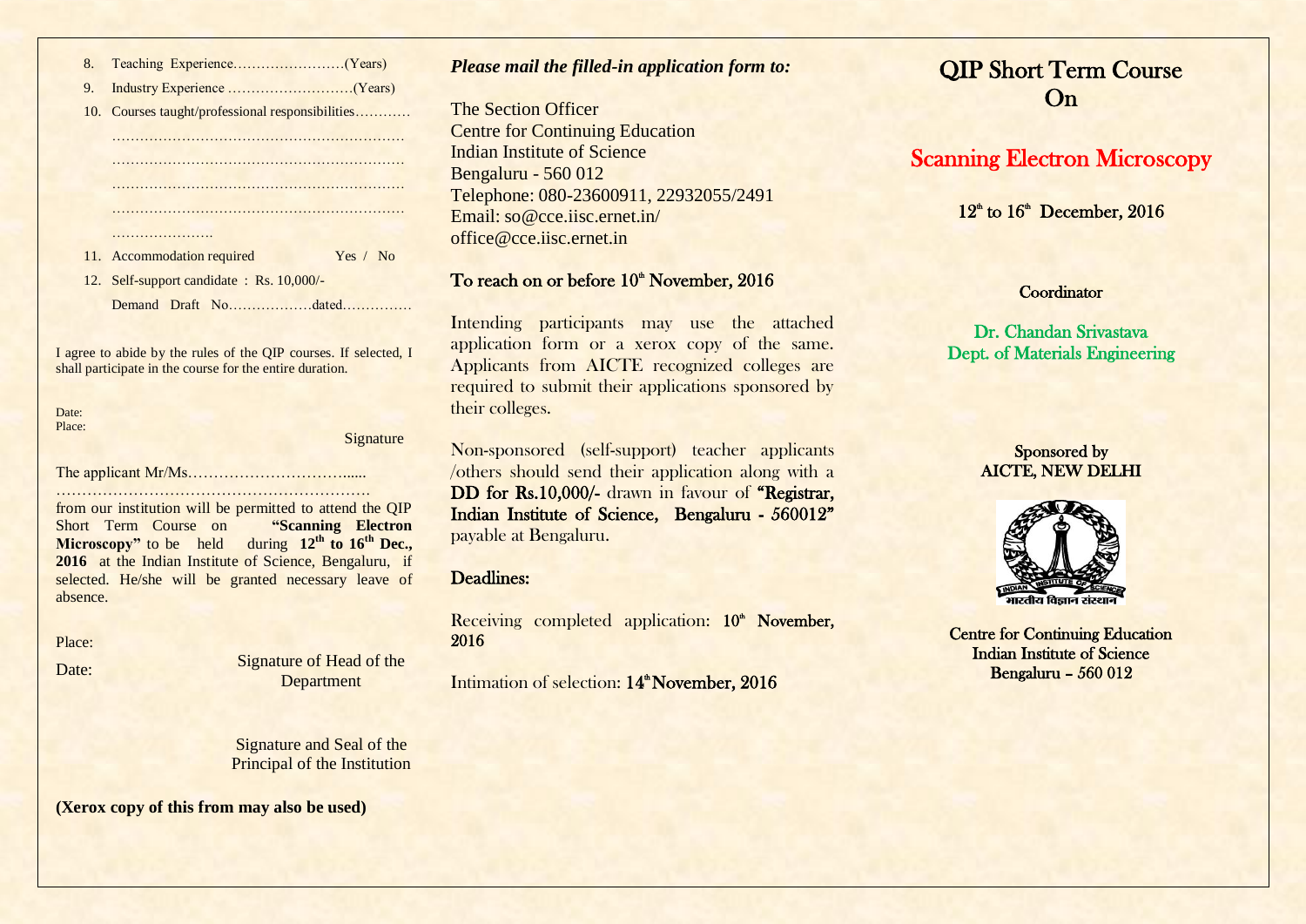8. Teaching Experience……………………(Years)
9. Industry Experience ………………………(Years)
10. Courses taught/professional responsibilities…………
………………………………………………………
………………………………………………………
………………………………………………………
………………………………………………………
………………….
11. Accommodation required Yes / No
12. Self-support candidate : Rs. 10,000/-
Demand Draft No………………dated……………

I agree to abide by the rules of the QIP courses. If selected, I shall participate in the course for the entire duration.

Date:
Place:

Signature

The applicant Mr/Ms…………………………......
……………………………………………………
from our institution will be permitted to attend the QIP Short Term Course on **"Scanning Electron Microscopy"** to be held during **12th to 16th Dec., 2016** at the Indian Institute of Science, Bengaluru, if selected. He/she will be granted necessary leave of absence.

Place:

Date:

Signature of Head of the Department

Signature and Seal of the Principal of the Institution

**(Xerox copy of this from may also be used)**

***Please mail the filled-in application form to:***

The Section Officer
Centre for Continuing Education
Indian Institute of Science
Bengaluru - 560 012
Telephone: 080-23600911, 22932055/2491
Email: so@cce.iisc.ernet.in/
office@cce.iisc.ernet.in

## To reach on or before 10th November, 2016

Intending participants may use the attached application form or a xerox copy of the same. Applicants from AICTE recognized colleges are required to submit their applications sponsored by their colleges.

Non-sponsored (self-support) teacher applicants /others should send their application along with a **DD for Rs.10,000/-** drawn in favour of **"Registrar, Indian Institute of Science, Bengaluru - 560012"** payable at Bengaluru.

## Deadlines:

Receiving completed application: **10th November, 2016**

Intimation of selection: **14th November, 2016**

# QIP Short Term Course On

# Scanning Electron Microscopy

12th to 16th December, 2016

**Coordinator**

Dr. Chandan Srivastava
Dept. of Materials Engineering

**Sponsored by**
**AICTE, NEW DELHI**

Centre for Continuing Education
Indian Institute of Science
Bengaluru – 560 012